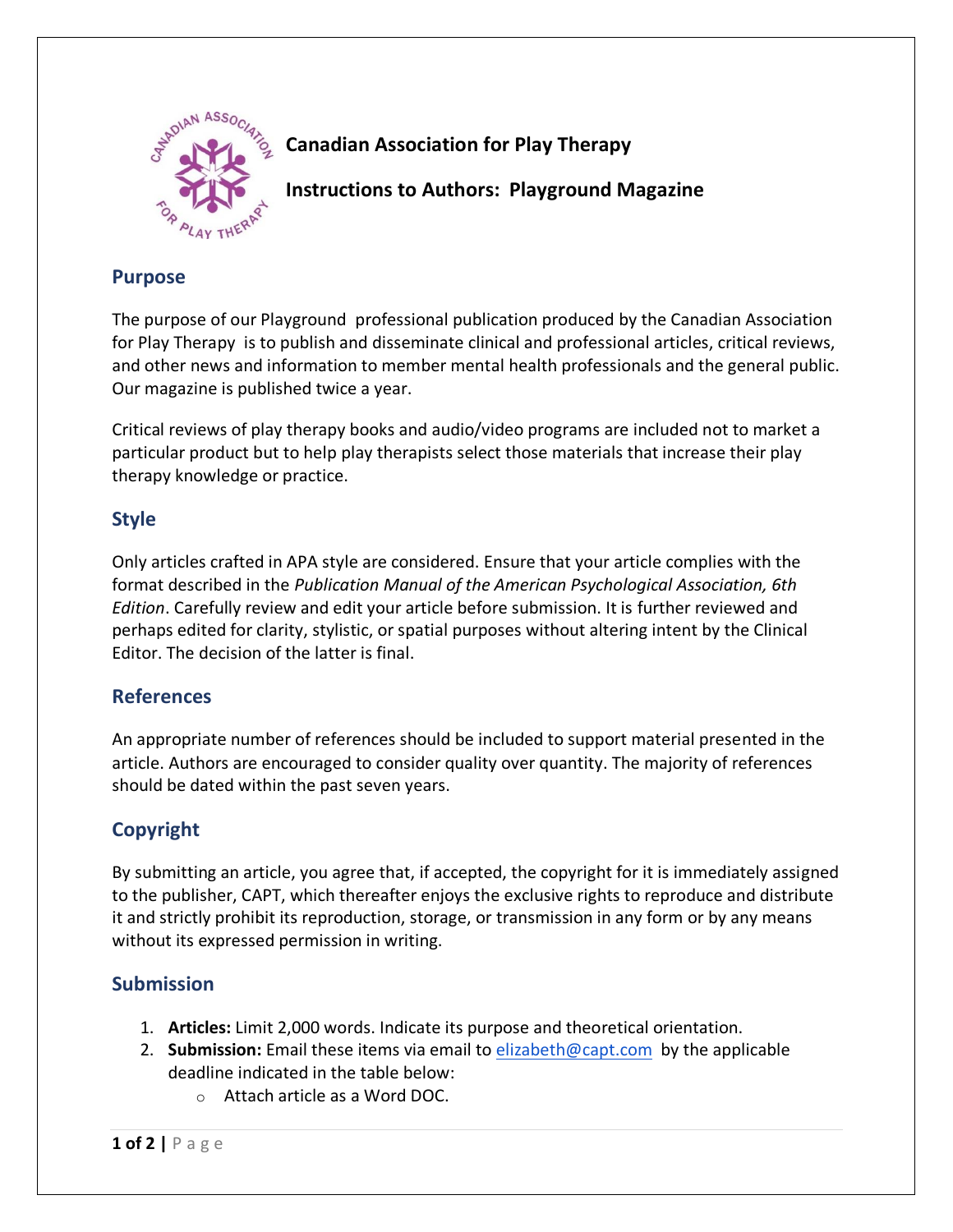# Canadian Association for Play Therapy

## Instructions to Authors: Playground Magazine

### Purpose

The purpose of our Playground professional publication produced by the Canadian Association for Play Therapy is to publish and disseminate clinical and professional articles, critical reviews, and other news and information to member mental health professionals and the general public. Our magazine is published twice a year.

Critical reviews of play therapy books and audio/video programs are included not to market a particular product but to help play therapists select those materials that increase their play therapy knowledge or practice.

### Style

Only articles crafted in APA style are considered. Ensure that your article complies with the format described in the *Publication Manual of the American Psychological Association, 6th Edition*. Carefully review and edit your article before submission. It is further reviewed and perhaps edited for clarity, stylistic, or spatial purposes without altering intent by the Clinical Editor. The decision of the latter is final.

### References

An appropriate number of references should be included to support material presented in the article. Authors are encouraged to consider quality over quantity. The majority of references should be dated within the past seven years.

### Copyright

By submitting an article, you agree that, if accepted, the copyright for it is immediately assigned to the publisher, CAPT, which thereafter enjoys the exclusive rights to reproduce and distribute it and strictly prohibit its reproduction, storage, or transmission in any form or by any means without its expressed permission in writing.

### Submission

1. **Articles:** Limit 2,000 words. Indicate its purpose and theoretical orientation.
2. **Submission:** Email these items via email to elizabeth@capt.com by the applicable deadline indicated in the table below:
   - Attach article as a Word DOC.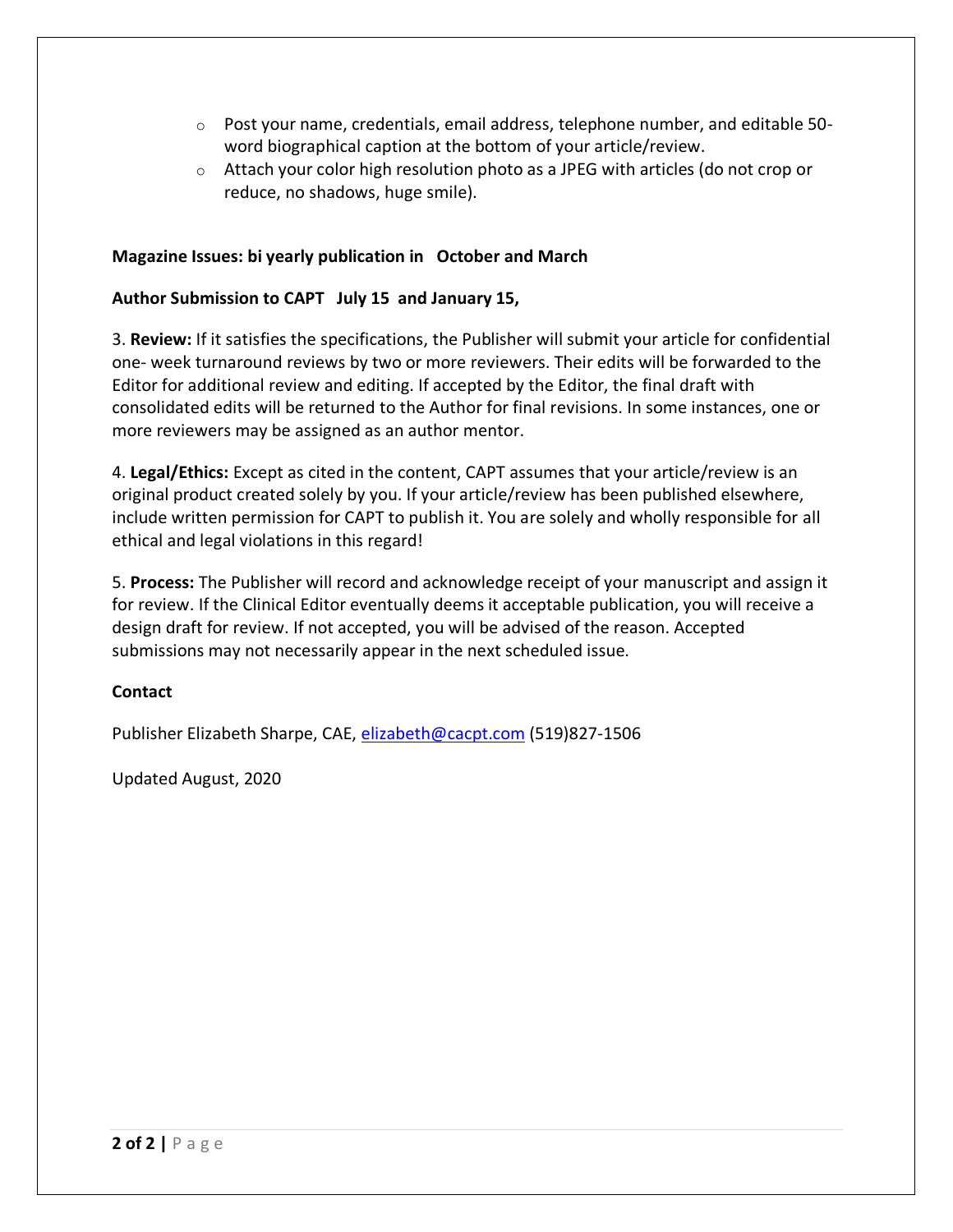- Post your name, credentials, email address, telephone number, and editable 50-word biographical caption at the bottom of your article/review.
- Attach your color high resolution photo as a JPEG with articles (do not crop or reduce, no shadows, huge smile).

**Magazine Issues: bi yearly publication in October and March**

**Author Submission to CAPT July 15 and January 15,**

3. **Review:** If it satisfies the specifications, the Publisher will submit your article for confidential one- week turnaround reviews by two or more reviewers. Their edits will be forwarded to the Editor for additional review and editing. If accepted by the Editor, the final draft with consolidated edits will be returned to the Author for final revisions. In some instances, one or more reviewers may be assigned as an author mentor.

4. **Legal/Ethics:** Except as cited in the content, CAPT assumes that your article/review is an original product created solely by you. If your article/review has been published elsewhere, include written permission for CAPT to publish it. You are solely and wholly responsible for all ethical and legal violations in this regard!

5. **Process:** The Publisher will record and acknowledge receipt of your manuscript and assign it for review. If the Clinical Editor eventually deems it acceptable publication, you will receive a design draft for review. If not accepted, you will be advised of the reason. Accepted submissions may not necessarily appear in the next scheduled issue.

**Contact**

Publisher Elizabeth Sharpe, CAE, elizabeth@cacpt.com (519)827-1506

Updated August, 2020